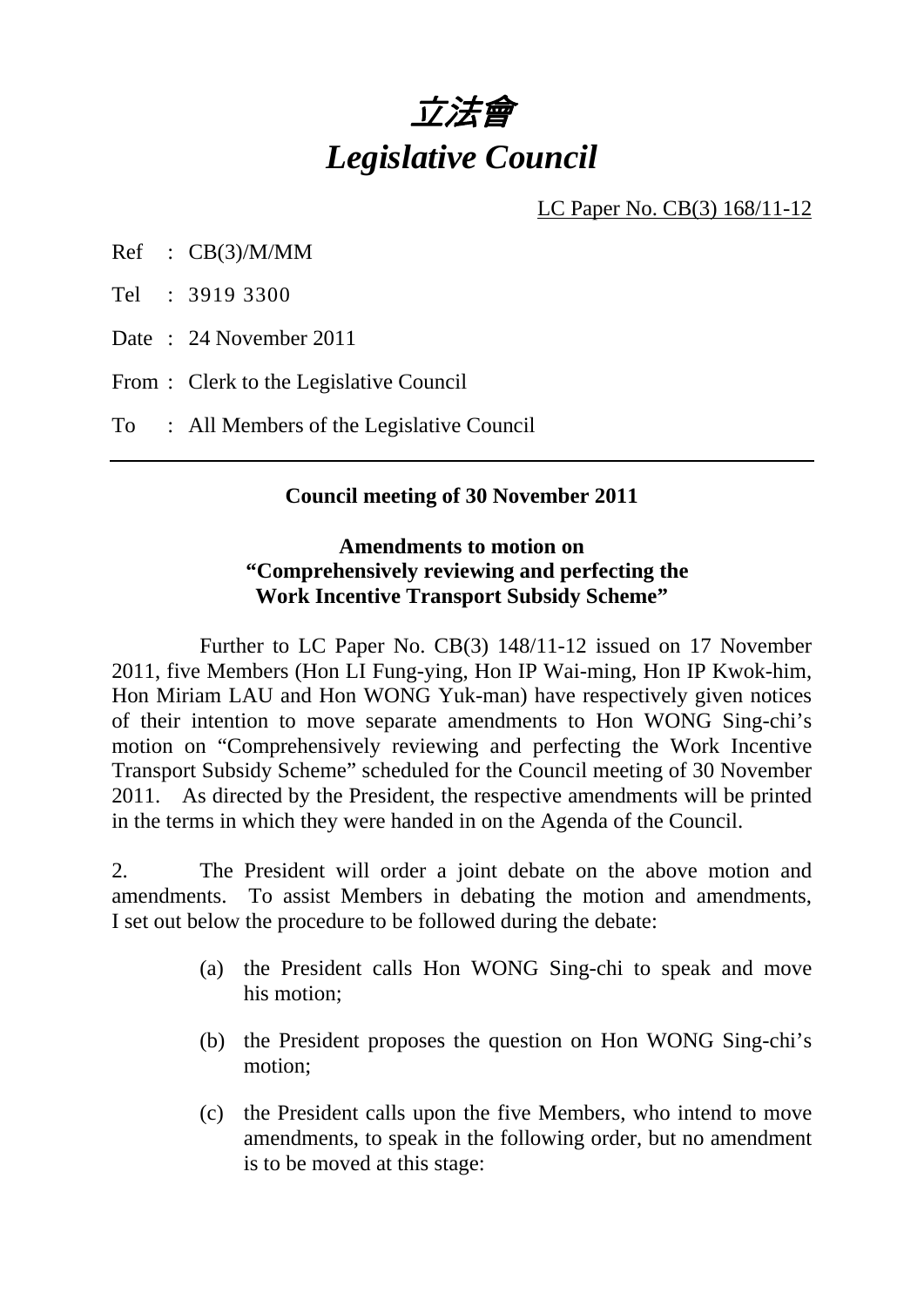# 立法會
# *Legislative Council*

LC Paper No. CB(3) 168/11-12

Ref : CB(3)/M/MM

Tel : 3919 3300

Date : 24 November 2011

From : Clerk to the Legislative Council

To : All Members of the Legislative Council

---

**Council meeting of 30 November 2011**

**Amendments to motion on "Comprehensively reviewing and perfecting the Work Incentive Transport Subsidy Scheme"**

Further to LC Paper No. CB(3) 148/11-12 issued on 17 November 2011, five Members (Hon LI Fung-ying, Hon IP Wai-ming, Hon IP Kwok-him, Hon Miriam LAU and Hon WONG Yuk-man) have respectively given notices of their intention to move separate amendments to Hon WONG Sing-chi's motion on "Comprehensively reviewing and perfecting the Work Incentive Transport Subsidy Scheme" scheduled for the Council meeting of 30 November 2011. As directed by the President, the respective amendments will be printed in the terms in which they were handed in on the Agenda of the Council.

2. The President will order a joint debate on the above motion and amendments. To assist Members in debating the motion and amendments, I set out below the procedure to be followed during the debate:

(a) the President calls Hon WONG Sing-chi to speak and move his motion;

(b) the President proposes the question on Hon WONG Sing-chi's motion;

(c) the President calls upon the five Members, who intend to move amendments, to speak in the following order, but no amendment is to be moved at this stage: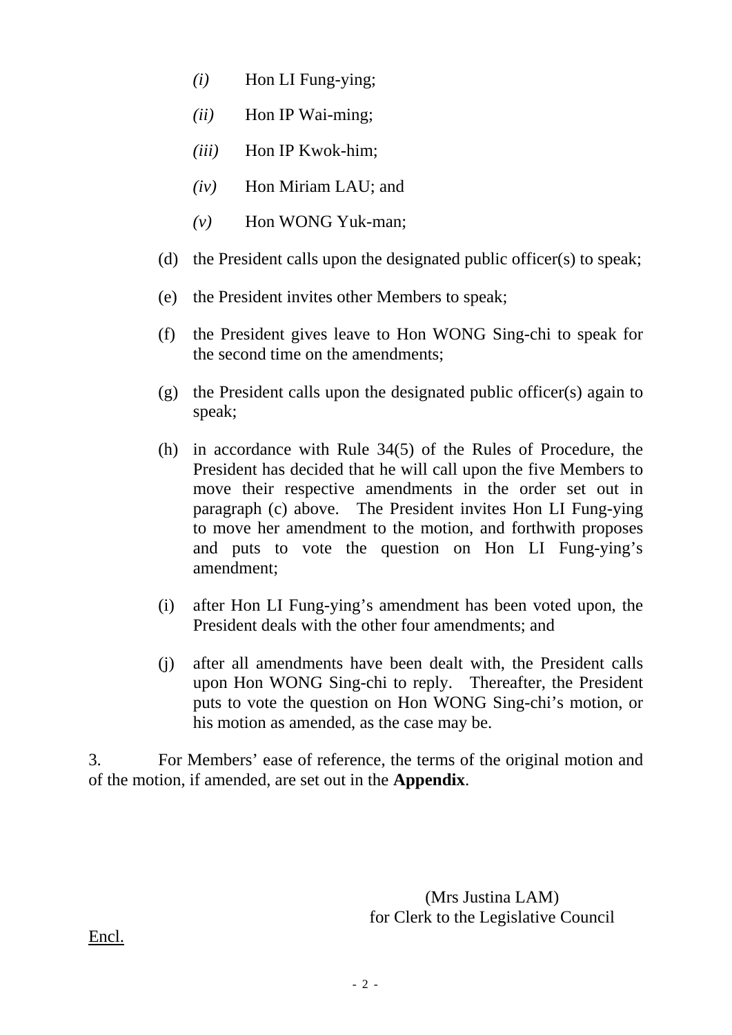- *(i)* Hon LI Fung-ying;
   - *(ii)* Hon IP Wai-ming;
   - *(iii)* Hon IP Kwok-him;
   - *(iv)* Hon Miriam LAU; and
   - *(v)* Hon WONG Yuk-man;

(d) the President calls upon the designated public officer(s) to speak;

(e) the President invites other Members to speak;

(f) the President gives leave to Hon WONG Sing-chi to speak for the second time on the amendments;

(g) the President calls upon the designated public officer(s) again to speak;

(h) in accordance with Rule 34(5) of the Rules of Procedure, the President has decided that he will call upon the five Members to move their respective amendments in the order set out in paragraph (c) above. The President invites Hon LI Fung-ying to move her amendment to the motion, and forthwith proposes and puts to vote the question on Hon LI Fung-ying's amendment;

(i) after Hon LI Fung-ying's amendment has been voted upon, the President deals with the other four amendments; and

(j) after all amendments have been dealt with, the President calls upon Hon WONG Sing-chi to reply. Thereafter, the President puts to vote the question on Hon WONG Sing-chi's motion, or his motion as amended, as the case may be.

3. For Members' ease of reference, the terms of the original motion and of the motion, if amended, are set out in the **Appendix**.

(Mrs Justina LAM)
for Clerk to the Legislative Council

Encl.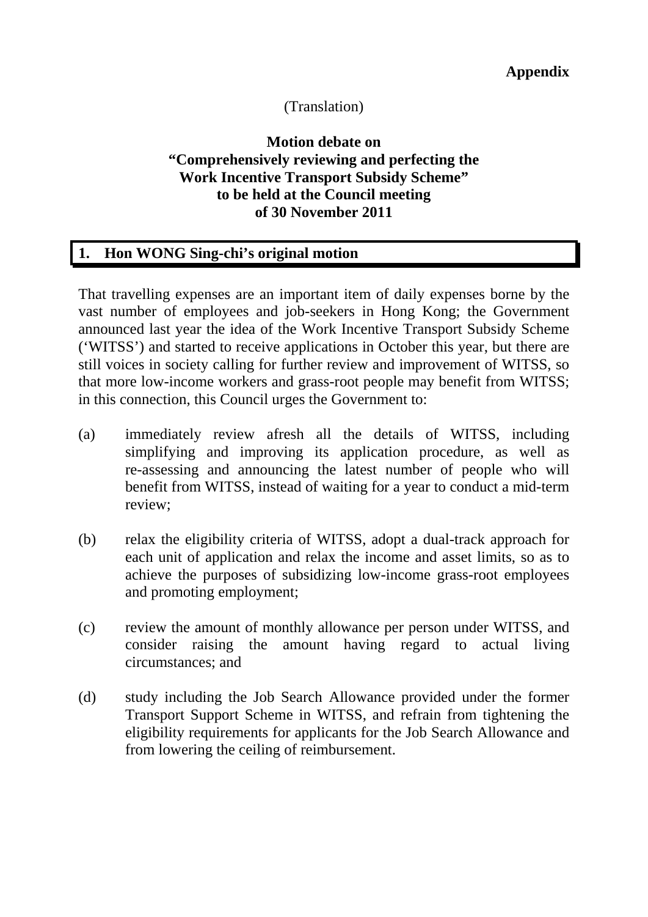**Appendix**

(Translation)

**Motion debate on**
**"Comprehensively reviewing and perfecting the Work Incentive Transport Subsidy Scheme"**
**to be held at the Council meeting of 30 November 2011**

## 1. Hon WONG Sing-chi's original motion

That travelling expenses are an important item of daily expenses borne by the vast number of employees and job-seekers in Hong Kong; the Government announced last year the idea of the Work Incentive Transport Subsidy Scheme ('WITSS') and started to receive applications in October this year, but there are still voices in society calling for further review and improvement of WITSS, so that more low-income workers and grass-root people may benefit from WITSS; in this connection, this Council urges the Government to:

(a) immediately review afresh all the details of WITSS, including simplifying and improving its application procedure, as well as re-assessing and announcing the latest number of people who will benefit from WITSS, instead of waiting for a year to conduct a mid-term review;

(b) relax the eligibility criteria of WITSS, adopt a dual-track approach for each unit of application and relax the income and asset limits, so as to achieve the purposes of subsidizing low-income grass-root employees and promoting employment;

(c) review the amount of monthly allowance per person under WITSS, and consider raising the amount having regard to actual living circumstances; and

(d) study including the Job Search Allowance provided under the former Transport Support Scheme in WITSS, and refrain from tightening the eligibility requirements for applicants for the Job Search Allowance and from lowering the ceiling of reimbursement.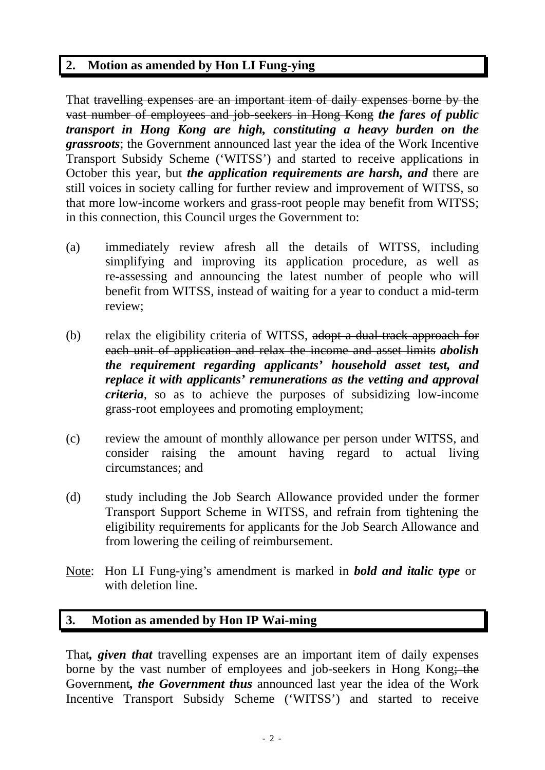## 2. Motion as amended by Hon LI Fung-ying

That ~~travelling expenses are an important item of daily expenses borne by the vast number of employees and job-seekers in Hong Kong~~ ***the fares of public transport in Hong Kong are high, constituting a heavy burden on the grassroots***; the Government announced last year ~~the idea of~~ the Work Incentive Transport Subsidy Scheme ('WITSS') and started to receive applications in October this year, but ***the application requirements are harsh, and*** there are still voices in society calling for further review and improvement of WITSS, so that more low-income workers and grass-root people may benefit from WITSS; in this connection, this Council urges the Government to:

(a) immediately review afresh all the details of WITSS, including simplifying and improving its application procedure, as well as re-assessing and announcing the latest number of people who will benefit from WITSS, instead of waiting for a year to conduct a mid-term review;

(b) relax the eligibility criteria of WITSS, ~~adopt a dual-track approach for each unit of application and relax the income and asset limits~~ ***abolish the requirement regarding applicants' household asset test, and replace it with applicants' remunerations as the vetting and approval criteria***, so as to achieve the purposes of subsidizing low-income grass-root employees and promoting employment;

(c) review the amount of monthly allowance per person under WITSS, and consider raising the amount having regard to actual living circumstances; and

(d) study including the Job Search Allowance provided under the former Transport Support Scheme in WITSS, and refrain from tightening the eligibility requirements for applicants for the Job Search Allowance and from lowering the ceiling of reimbursement.

Note: Hon LI Fung-ying's amendment is marked in ***bold and italic type*** or with deletion line.

## 3. Motion as amended by Hon IP Wai-ming

That***, given that*** travelling expenses are an important item of daily expenses borne by the vast number of employees and job-seekers in Hong Kong~~; the Government~~***, the Government thus*** announced last year the idea of the Work Incentive Transport Subsidy Scheme ('WITSS') and started to receive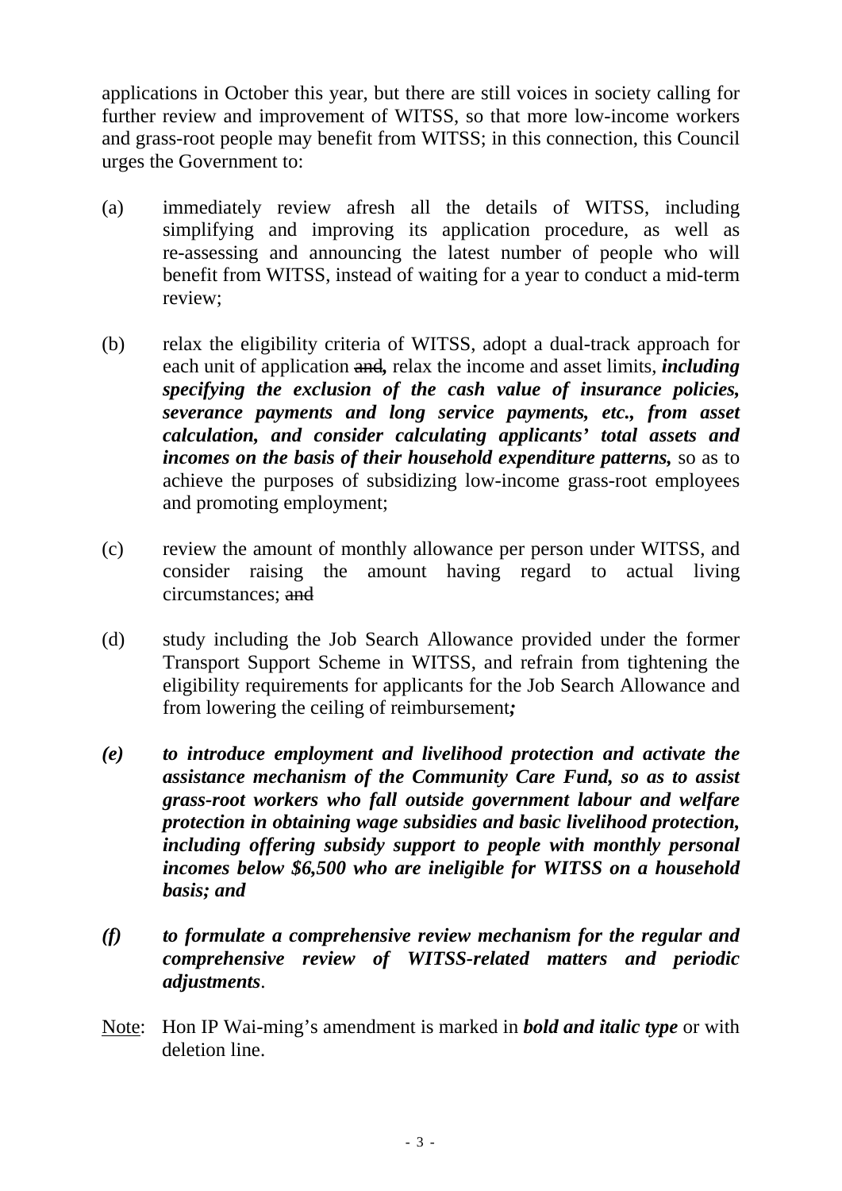applications in October this year, but there are still voices in society calling for further review and improvement of WITSS, so that more low-income workers and grass-root people may benefit from WITSS; in this connection, this Council urges the Government to:

(a) immediately review afresh all the details of WITSS, including simplifying and improving its application procedure, as well as re-assessing and announcing the latest number of people who will benefit from WITSS, instead of waiting for a year to conduct a mid-term review;

(b) relax the eligibility criteria of WITSS, adopt a dual-track approach for each unit of application ~~and~~***,*** relax the income and asset limits, ***including specifying the exclusion of the cash value of insurance policies, severance payments and long service payments, etc., from asset calculation, and consider calculating applicants' total assets and incomes on the basis of their household expenditure patterns,*** so as to achieve the purposes of subsidizing low-income grass-root employees and promoting employment;

(c) review the amount of monthly allowance per person under WITSS, and consider raising the amount having regard to actual living circumstances; ~~and~~

(d) study including the Job Search Allowance provided under the former Transport Support Scheme in WITSS, and refrain from tightening the eligibility requirements for applicants for the Job Search Allowance and from lowering the ceiling of reimbursement***;***

***(e) to introduce employment and livelihood protection and activate the assistance mechanism of the Community Care Fund, so as to assist grass-root workers who fall outside government labour and welfare protection in obtaining wage subsidies and basic livelihood protection, including offering subsidy support to people with monthly personal incomes below $6,500 who are ineligible for WITSS on a household basis; and***

***(f) to formulate a comprehensive review mechanism for the regular and comprehensive review of WITSS-related matters and periodic adjustments***.

Note: Hon IP Wai-ming's amendment is marked in ***bold and italic type*** or with deletion line.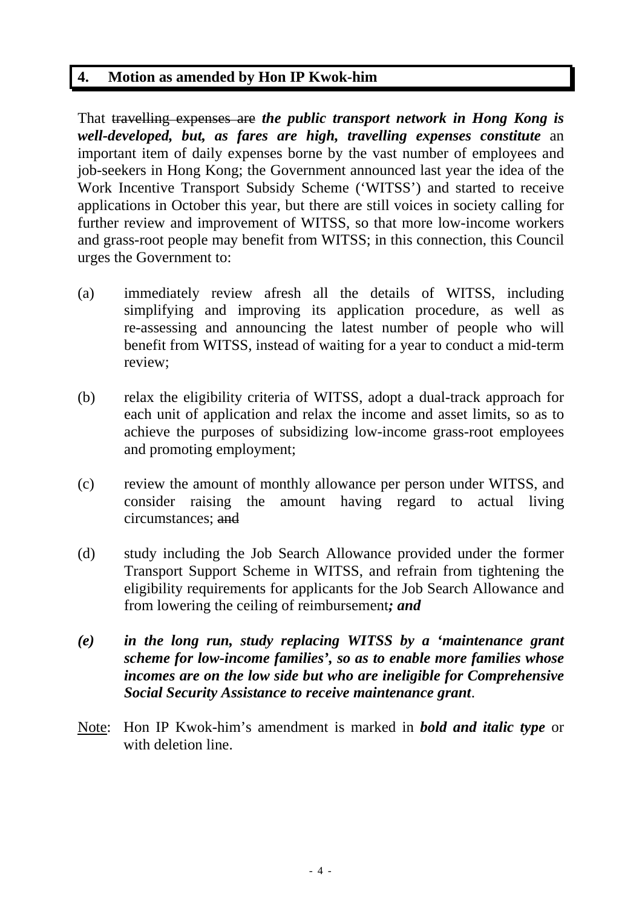## 4. Motion as amended by Hon IP Kwok-him

That ~~travelling expenses are~~ ***the public transport network in Hong Kong is well-developed, but, as fares are high, travelling expenses constitute*** an important item of daily expenses borne by the vast number of employees and job-seekers in Hong Kong; the Government announced last year the idea of the Work Incentive Transport Subsidy Scheme ('WITSS') and started to receive applications in October this year, but there are still voices in society calling for further review and improvement of WITSS, so that more low-income workers and grass-root people may benefit from WITSS; in this connection, this Council urges the Government to:

(a) immediately review afresh all the details of WITSS, including simplifying and improving its application procedure, as well as re-assessing and announcing the latest number of people who will benefit from WITSS, instead of waiting for a year to conduct a mid-term review;

(b) relax the eligibility criteria of WITSS, adopt a dual-track approach for each unit of application and relax the income and asset limits, so as to achieve the purposes of subsidizing low-income grass-root employees and promoting employment;

(c) review the amount of monthly allowance per person under WITSS, and consider raising the amount having regard to actual living circumstances; ~~and~~

(d) study including the Job Search Allowance provided under the former Transport Support Scheme in WITSS, and refrain from tightening the eligibility requirements for applicants for the Job Search Allowance and from lowering the ceiling of reimbursement***; and***

***(e) in the long run, study replacing WITSS by a 'maintenance grant scheme for low-income families', so as to enable more families whose incomes are on the low side but who are ineligible for Comprehensive Social Security Assistance to receive maintenance grant***.

Note: Hon IP Kwok-him's amendment is marked in ***bold and italic type*** or with deletion line.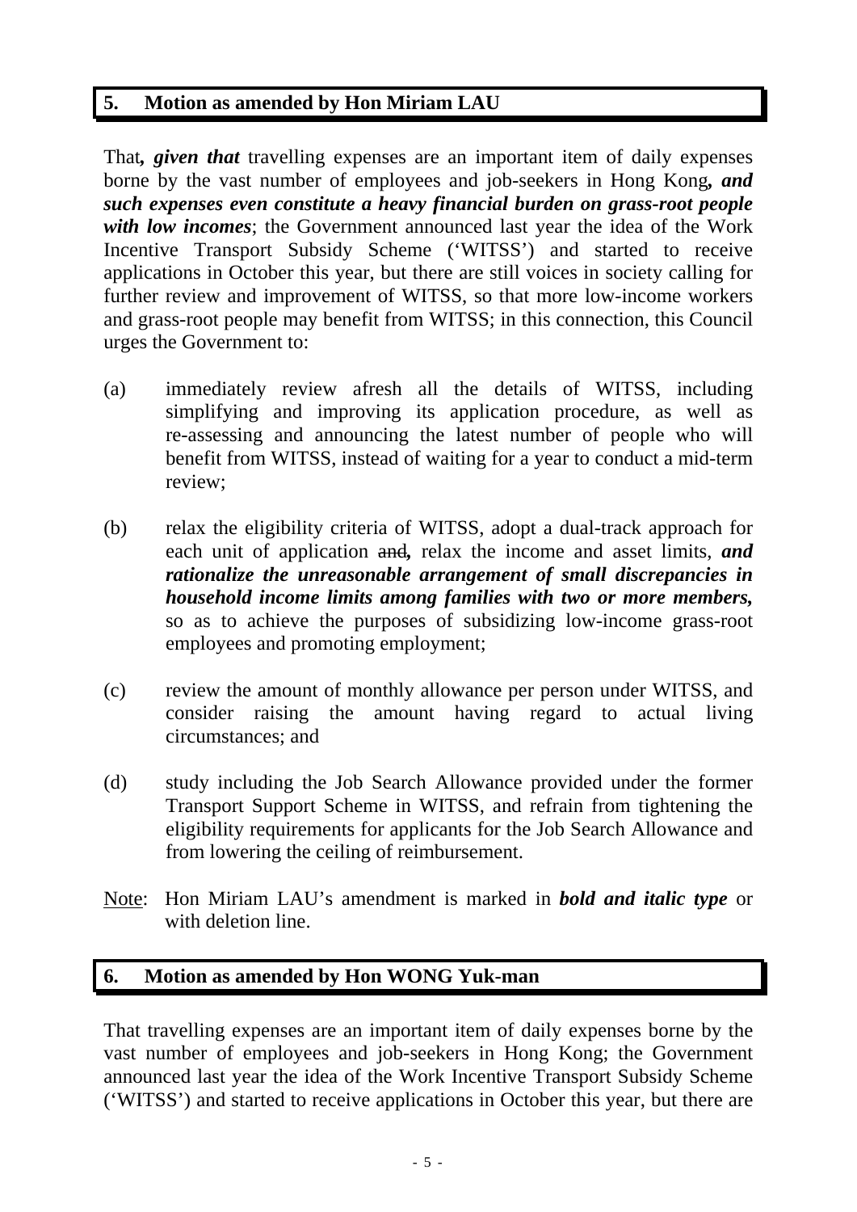## 5. Motion as amended by Hon Miriam LAU

That***, given that*** travelling expenses are an important item of daily expenses borne by the vast number of employees and job-seekers in Hong Kong***, and such expenses even constitute a heavy financial burden on grass-root people with low incomes***; the Government announced last year the idea of the Work Incentive Transport Subsidy Scheme ('WITSS') and started to receive applications in October this year, but there are still voices in society calling for further review and improvement of WITSS, so that more low-income workers and grass-root people may benefit from WITSS; in this connection, this Council urges the Government to:

(a) immediately review afresh all the details of WITSS, including simplifying and improving its application procedure, as well as re-assessing and announcing the latest number of people who will benefit from WITSS, instead of waiting for a year to conduct a mid-term review;

(b) relax the eligibility criteria of WITSS, adopt a dual-track approach for each unit of application ~~and~~***,*** relax the income and asset limits, ***and rationalize the unreasonable arrangement of small discrepancies in household income limits among families with two or more members,*** so as to achieve the purposes of subsidizing low-income grass-root employees and promoting employment;

(c) review the amount of monthly allowance per person under WITSS, and consider raising the amount having regard to actual living circumstances; and

(d) study including the Job Search Allowance provided under the former Transport Support Scheme in WITSS, and refrain from tightening the eligibility requirements for applicants for the Job Search Allowance and from lowering the ceiling of reimbursement.

Note: Hon Miriam LAU's amendment is marked in ***bold and italic type*** or with deletion line.

## 6. Motion as amended by Hon WONG Yuk-man

That travelling expenses are an important item of daily expenses borne by the vast number of employees and job-seekers in Hong Kong; the Government announced last year the idea of the Work Incentive Transport Subsidy Scheme ('WITSS') and started to receive applications in October this year, but there are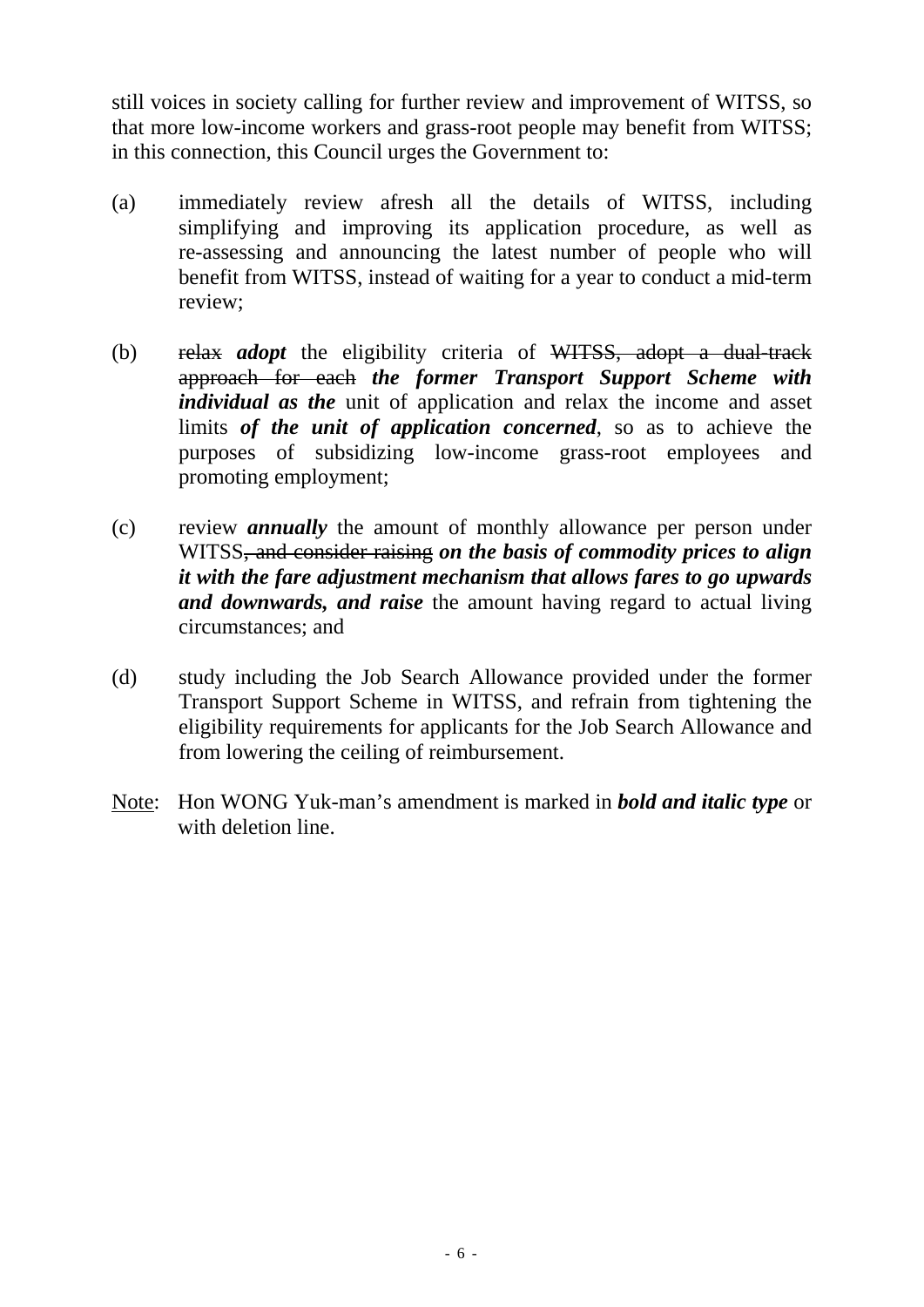still voices in society calling for further review and improvement of WITSS, so that more low-income workers and grass-root people may benefit from WITSS; in this connection, this Council urges the Government to:

(a) immediately review afresh all the details of WITSS, including simplifying and improving its application procedure, as well as re-assessing and announcing the latest number of people who will benefit from WITSS, instead of waiting for a year to conduct a mid-term review;

(b) ~~relax~~ ***adopt*** the eligibility criteria of ~~WITSS, adopt a dual-track approach for each~~ ***the former Transport Support Scheme with individual as the*** unit of application and relax the income and asset limits ***of the unit of application concerned***, so as to achieve the purposes of subsidizing low-income grass-root employees and promoting employment;

(c) review ***annually*** the amount of monthly allowance per person under WITSS~~, and consider raising~~ ***on the basis of commodity prices to align it with the fare adjustment mechanism that allows fares to go upwards and downwards, and raise*** the amount having regard to actual living circumstances; and

(d) study including the Job Search Allowance provided under the former Transport Support Scheme in WITSS, and refrain from tightening the eligibility requirements for applicants for the Job Search Allowance and from lowering the ceiling of reimbursement.

Note: Hon WONG Yuk-man's amendment is marked in ***bold and italic type*** or with deletion line.